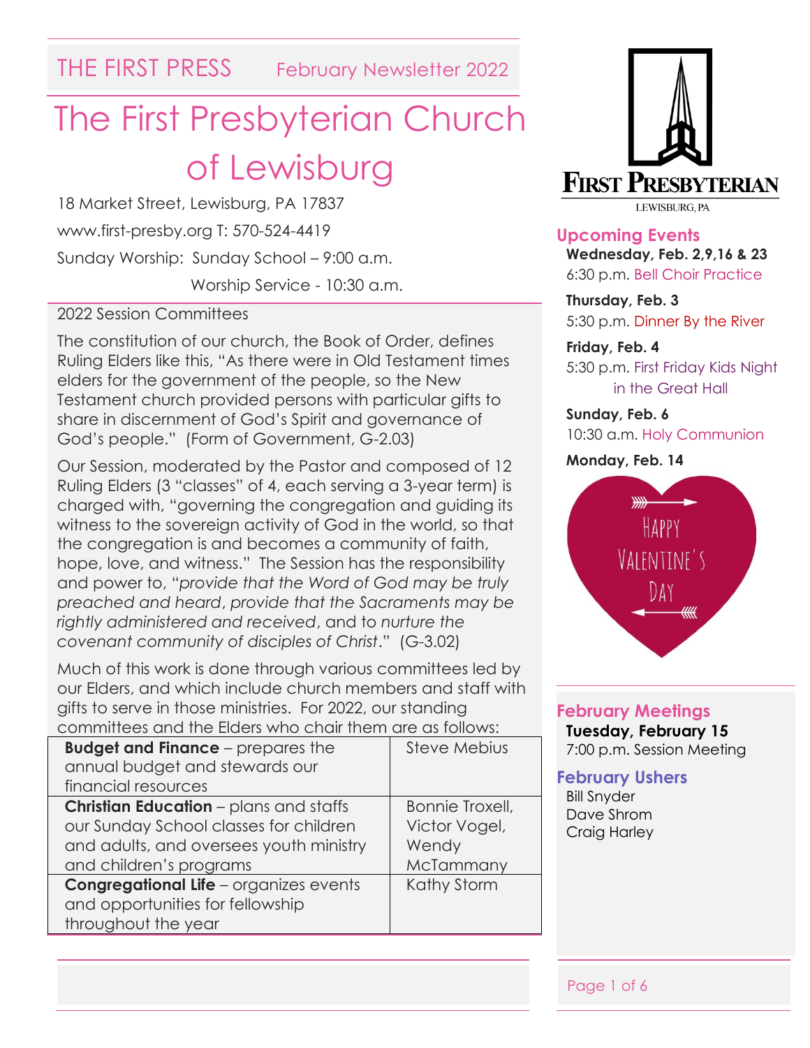THE FIRST PRESS February Newsletter 2022

# The First Presbyterian Church of Lewisburg

18 Market Street, Lewisburg, PA 17837

www.first-presby.org T: 570-524-4419

Sunday Worship: Sunday School – 9:00 a.m.

Worship Service - 10:30 a.m.

## 2022 Session Committees

The constitution of our church, the Book of Order, defines Ruling Elders like this, "As there were in Old Testament times elders for the government of the people, so the New Testament church provided persons with particular gifts to share in discernment of God's Spirit and governance of God's people." (Form of Government, G-2.03)

Our Session, moderated by the Pastor and composed of 12 Ruling Elders (3 "classes" of 4, each serving a 3-year term) is charged with, "governing the congregation and guiding its witness to the sovereign activity of God in the world, so that the congregation is and becomes a community of faith, hope, love, and witness." The Session has the responsibility and power to, "*provide that the Word of God may be truly preached and heard*, *provide that the Sacraments may be rightly administered and received*, and to *nurture the covenant community of disciples of Christ*." (G-3.02)

Much of this work is done through various committees led by our Elders, and which include church members and staff with gifts to serve in those ministries. For 2022, our standing committees and the Elders who chair them are as follows:

| Committee | Chair |
|---|---|
| **Budget and Finance** – prepares the annual budget and stewards our financial resources | Steve Mebius |
| **Christian Education** – plans and staffs our Sunday School classes for children and adults, and oversees youth ministry and children's programs | Bonnie Troxell, Victor Vogel, Wendy McTammany |
| **Congregational Life** – organizes events and opportunities for fellowship throughout the year | Kathy Storm |

FIRST PRESBYTERIAN
LEWISBURG, PA

## Upcoming Events

**Wednesday, Feb. 2,9,16 & 23**
6:30 p.m. Bell Choir Practice

**Thursday, Feb. 3**
5:30 p.m. Dinner By the River

**Friday, Feb. 4**
5:30 p.m. First Friday Kids Night in the Great Hall

**Sunday, Feb. 6**
10:30 a.m. Holy Communion

**Monday, Feb. 14**
Happy Valentine's Day

## February Meetings

**Tuesday, February 15**
7:00 p.m. Session Meeting

## February Ushers

Bill Snyder
Dave Shrom
Craig Harley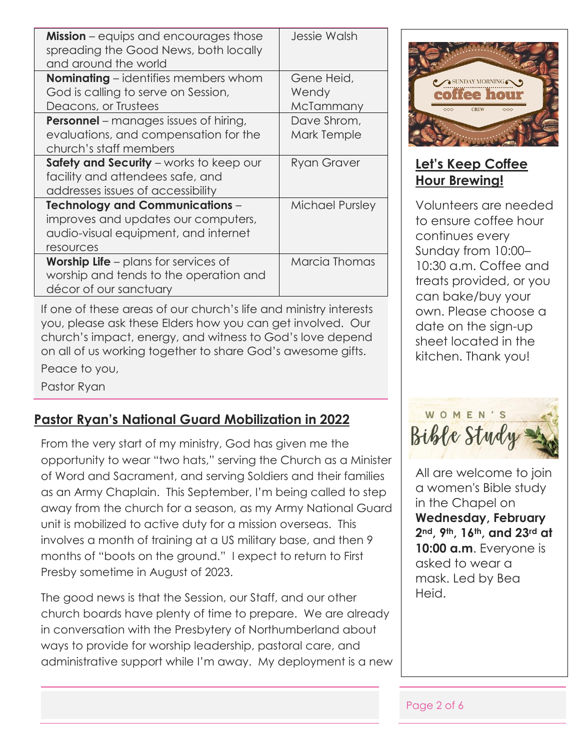| | |
|---|---|
| **Mission** – equips and encourages those spreading the Good News, both locally and around the world | Jessie Walsh |
| **Nominating** – identifies members whom God is calling to serve on Session, Deacons, or Trustees | Gene Heid, Wendy McTammany |
| **Personnel** – manages issues of hiring, evaluations, and compensation for the church's staff members | Dave Shrom, Mark Temple |
| **Safety and Security** – works to keep our facility and attendees safe, and addresses issues of accessibility | Ryan Graver |
| **Technology and Communications** – improves and updates our computers, audio-visual equipment, and internet resources | Michael Pursley |
| **Worship Life** – plans for services of worship and tends to the operation and décor of our sanctuary | Marcia Thomas |

If one of these areas of our church's life and ministry interests you, please ask these Elders how you can get involved. Our church's impact, energy, and witness to God's love depend on all of us working together to share God's awesome gifts.

Peace to you,

Pastor Ryan

## Pastor Ryan's National Guard Mobilization in 2022

From the very start of my ministry, God has given me the opportunity to wear "two hats," serving the Church as a Minister of Word and Sacrament, and serving Soldiers and their families as an Army Chaplain. This September, I'm being called to step away from the church for a season, as my Army National Guard unit is mobilized to active duty for a mission overseas. This involves a month of training at a US military base, and then 9 months of "boots on the ground." I expect to return to First Presby sometime in August of 2023.

The good news is that the Session, our Staff, and our other church boards have plenty of time to prepare. We are already in conversation with the Presbytery of Northumberland about ways to provide for worship leadership, pastoral care, and administrative support while I'm away. My deployment is a new

SUNDAY MORNING coffee hour CREW

## Let's Keep Coffee Hour Brewing!

Volunteers are needed to ensure coffee hour continues every Sunday from 10:00–10:30 a.m. Coffee and treats provided, or you can bake/buy your own. Please choose a date on the sign-up sheet located in the kitchen. Thank you!

WOMEN'S Bible Study

All are welcome to join a women's Bible study in the Chapel on **Wednesday, February 2nd, 9th, 16th, and 23rd at 10:00 a.m**. Everyone is asked to wear a mask. Led by Bea Heid.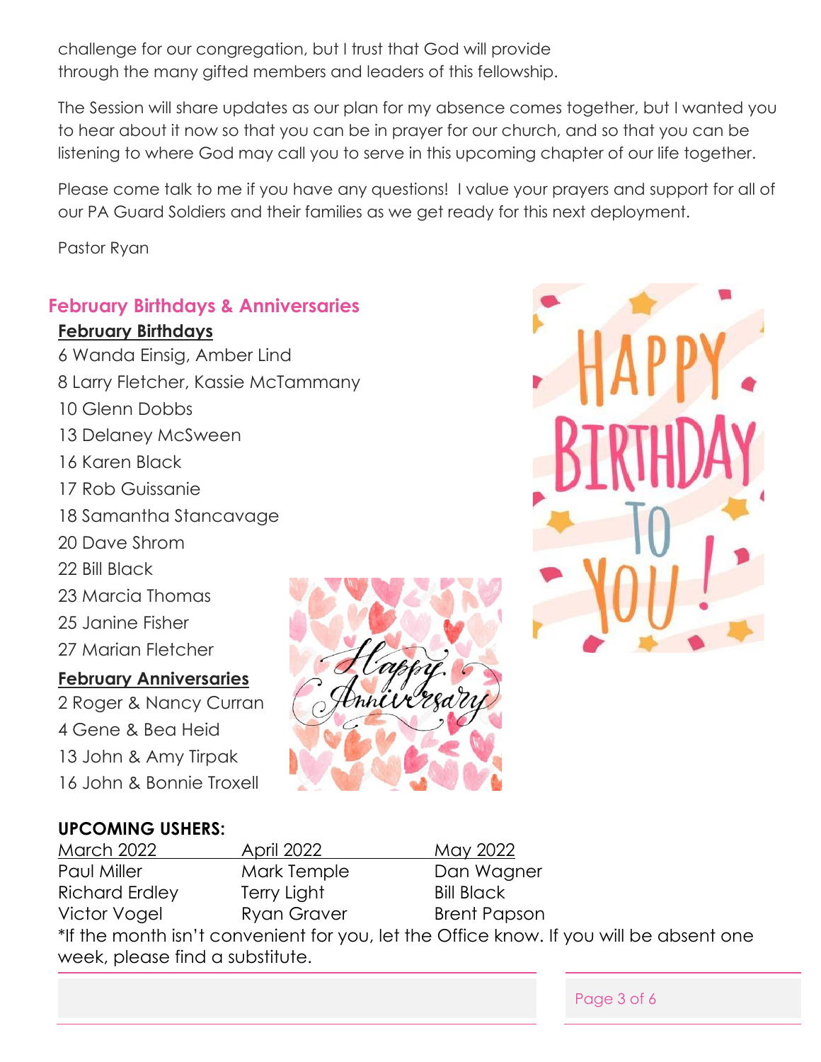challenge for our congregation, but I trust that God will provide through the many gifted members and leaders of this fellowship.

The Session will share updates as our plan for my absence comes together, but I wanted you to hear about it now so that you can be in prayer for our church, and so that you can be listening to where God may call you to serve in this upcoming chapter of our life together.

Please come talk to me if you have any questions! I value your prayers and support for all of our PA Guard Soldiers and their families as we get ready for this next deployment.

Pastor Ryan

## February Birthdays & Anniversaries

**February Birthdays**

6 Wanda Einsig, Amber Lind
8 Larry Fletcher, Kassie McTammany
10 Glenn Dobbs
13 Delaney McSween
16 Karen Black
17 Rob Guissanie
18 Samantha Stancavage
20 Dave Shrom
22 Bill Black
23 Marcia Thomas
25 Janine Fisher
27 Marian Fletcher

**February Anniversaries**

2 Roger & Nancy Curran
4 Gene & Bea Heid
13 John & Amy Tirpak
16 John & Bonnie Troxell

**UPCOMING USHERS:**

| March 2022 | April 2022 | May 2022 |
|---|---|---|
| Paul Miller | Mark Temple | Dan Wagner |
| Richard Erdley | Terry Light | Bill Black |
| Victor Vogel | Ryan Graver | Brent Papson |

*If the month isn't convenient for you, let the Office know. If you will be absent one week, please find a substitute.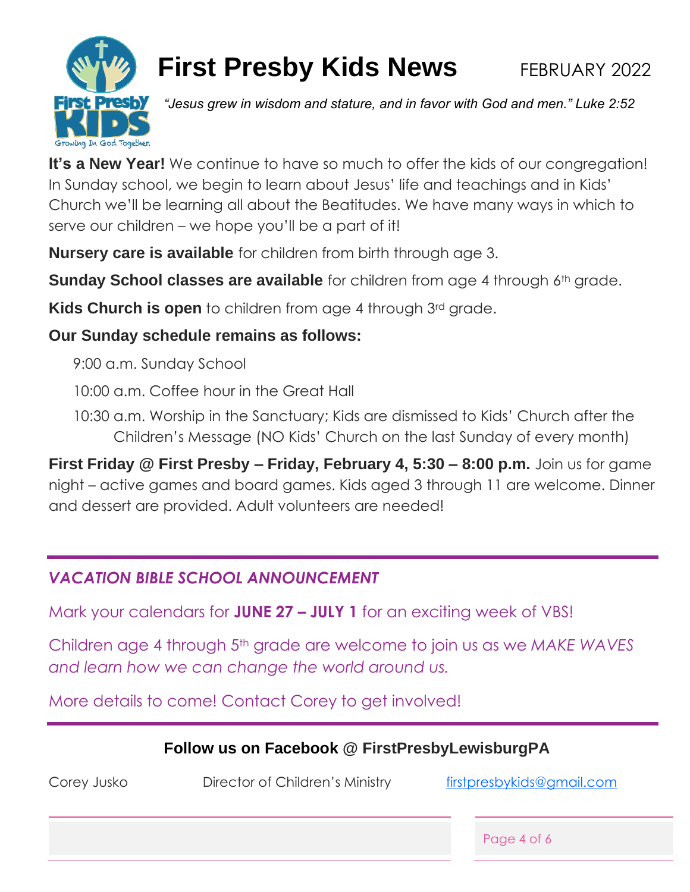# First Presby Kids News

FEBRUARY 2022

*"Jesus grew in wisdom and stature, and in favor with God and men." Luke 2:52*

**It's a New Year!** We continue to have so much to offer the kids of our congregation! In Sunday school, we begin to learn about Jesus' life and teachings and in Kids' Church we'll be learning all about the Beatitudes. We have many ways in which to serve our children – we hope you'll be a part of it!

**Nursery care is available** for children from birth through age 3.

**Sunday School classes are available** for children from age 4 through 6th grade.

**Kids Church is open** to children from age 4 through 3rd grade.

**Our Sunday schedule remains as follows:**

9:00 a.m. Sunday School

10:00 a.m. Coffee hour in the Great Hall

10:30 a.m. Worship in the Sanctuary; Kids are dismissed to Kids' Church after the Children's Message (NO Kids' Church on the last Sunday of every month)

**First Friday @ First Presby – Friday, February 4, 5:30 – 8:00 p.m.** Join us for game night – active games and board games. Kids aged 3 through 11 are welcome. Dinner and dessert are provided. Adult volunteers are needed!

---

## *VACATION BIBLE SCHOOL ANNOUNCEMENT*

Mark your calendars for **JUNE 27 – JULY 1** for an exciting week of VBS!

Children age 4 through 5th grade are welcome to join us as we *MAKE WAVES and learn how we can change the world around us.*

More details to come! Contact Corey to get involved!

---

**Follow us on Facebook @ FirstPresbyLewisburgPA**

Corey Jusko | Director of Children's Ministry | firstpresbykids@gmail.com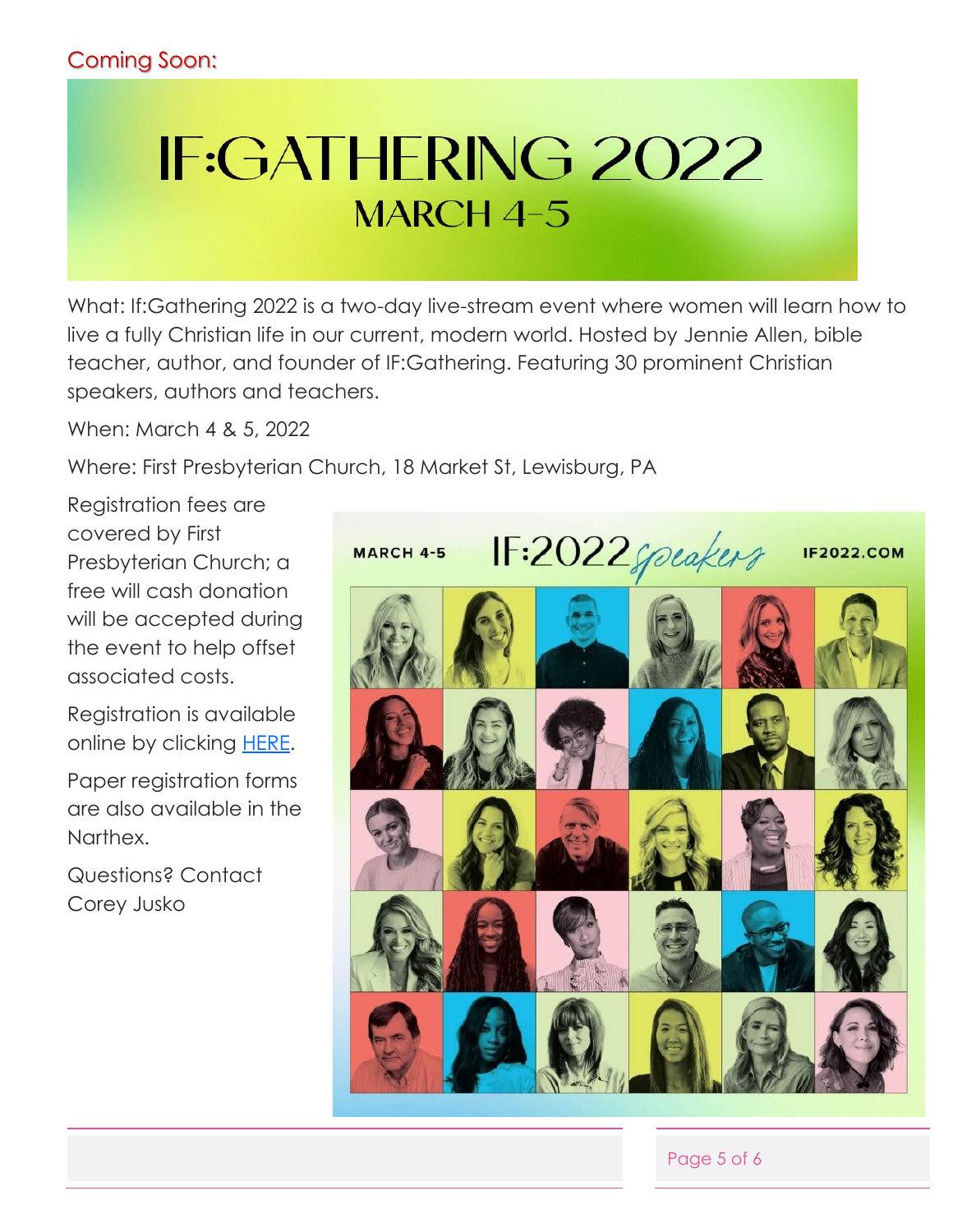Coming Soon:

# IF:GATHERING 2022

## MARCH 4-5

What: If:Gathering 2022 is a two-day live-stream event where women will learn how to live a fully Christian life in our current, modern world. Hosted by Jennie Allen, bible teacher, author, and founder of IF:Gathering. Featuring 30 prominent Christian speakers, authors and teachers.

When: March 4 & 5, 2022

Where: First Presbyterian Church, 18 Market St, Lewisburg, PA

Registration fees are covered by First Presbyterian Church; a free will cash donation will be accepted during the event to help offset associated costs.

Registration is available online by clicking HERE.

Paper registration forms are also available in the Narthex.

Questions? Contact Corey Jusko

MARCH 4-5 IF:2022 speakers IF2022.COM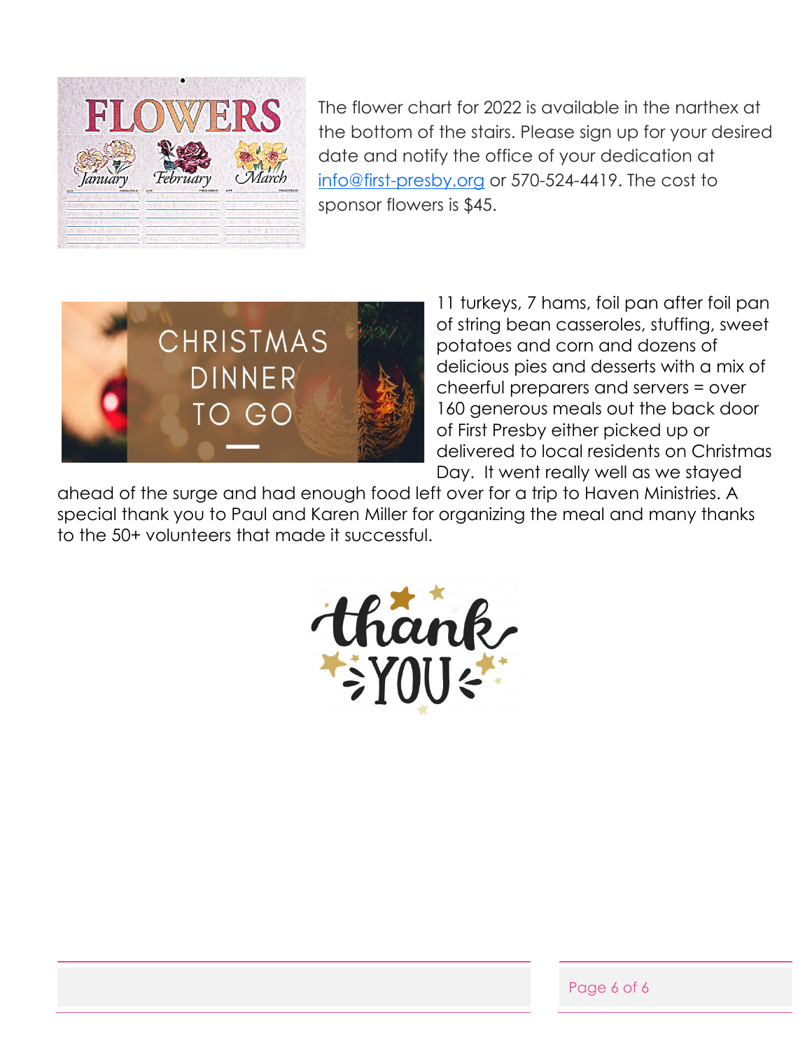The flower chart for 2022 is available in the narthex at the bottom of the stairs. Please sign up for your desired date and notify the office of your dedication at info@first-presby.org or 570-524-4419. The cost to sponsor flowers is $45.

11 turkeys, 7 hams, foil pan after foil pan of string bean casseroles, stuffing, sweet potatoes and corn and dozens of delicious pies and desserts with a mix of cheerful preparers and servers = over 160 generous meals out the back door of First Presby either picked up or delivered to local residents on Christmas Day. It went really well as we stayed ahead of the surge and had enough food left over for a trip to Haven Ministries. A special thank you to Paul and Karen Miller for organizing the meal and many thanks to the 50+ volunteers that made it successful.